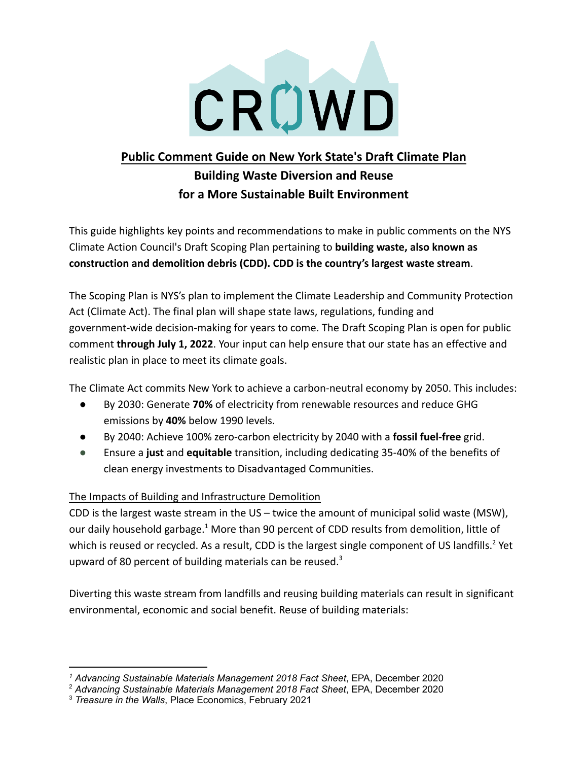# CROWD

## Public Comment Guide on New York State's Draft Climate Plan

## Building Waste Diversion and Reuse for a More Sustainable Built Environment

This guide highlights key points and recommendations to make in public comments on the NYS Climate Action Council's Draft Scoping Plan pertaining to **building waste, also known as construction and demolition debris (CDD). CDD is the country's largest waste stream**.

The Scoping Plan is NYS's plan to implement the Climate Leadership and Community Protection Act (Climate Act). The final plan will shape state laws, regulations, funding and government-wide decision-making for years to come. The Draft Scoping Plan is open for public comment **through July 1, 2022**. Your input can help ensure that our state has an effective and realistic plan in place to meet its climate goals.

The Climate Act commits New York to achieve a carbon-neutral economy by 2050. This includes:

- By 2030: Generate **70%** of electricity from renewable resources and reduce GHG emissions by **40%** below 1990 levels.
- By 2040: Achieve 100% zero-carbon electricity by 2040 with a **fossil fuel-free** grid.
- Ensure a **just** and **equitable** transition, including dedicating 35-40% of the benefits of clean energy investments to Disadvantaged Communities.

### The Impacts of Building and Infrastructure Demolition

CDD is the largest waste stream in the US – twice the amount of municipal solid waste (MSW), our daily household garbage.[1] More than 90 percent of CDD results from demolition, little of which is reused or recycled. As a result, CDD is the largest single component of US landfills.[2] Yet upward of 80 percent of building materials can be reused.[3]

Diverting this waste stream from landfills and reusing building materials can result in significant environmental, economic and social benefit. Reuse of building materials:

---

[1] *Advancing Sustainable Materials Management 2018 Fact Sheet*, EPA, December 2020

[2] *Advancing Sustainable Materials Management 2018 Fact Sheet*, EPA, December 2020

[3] *Treasure in the Walls*, Place Economics, February 2021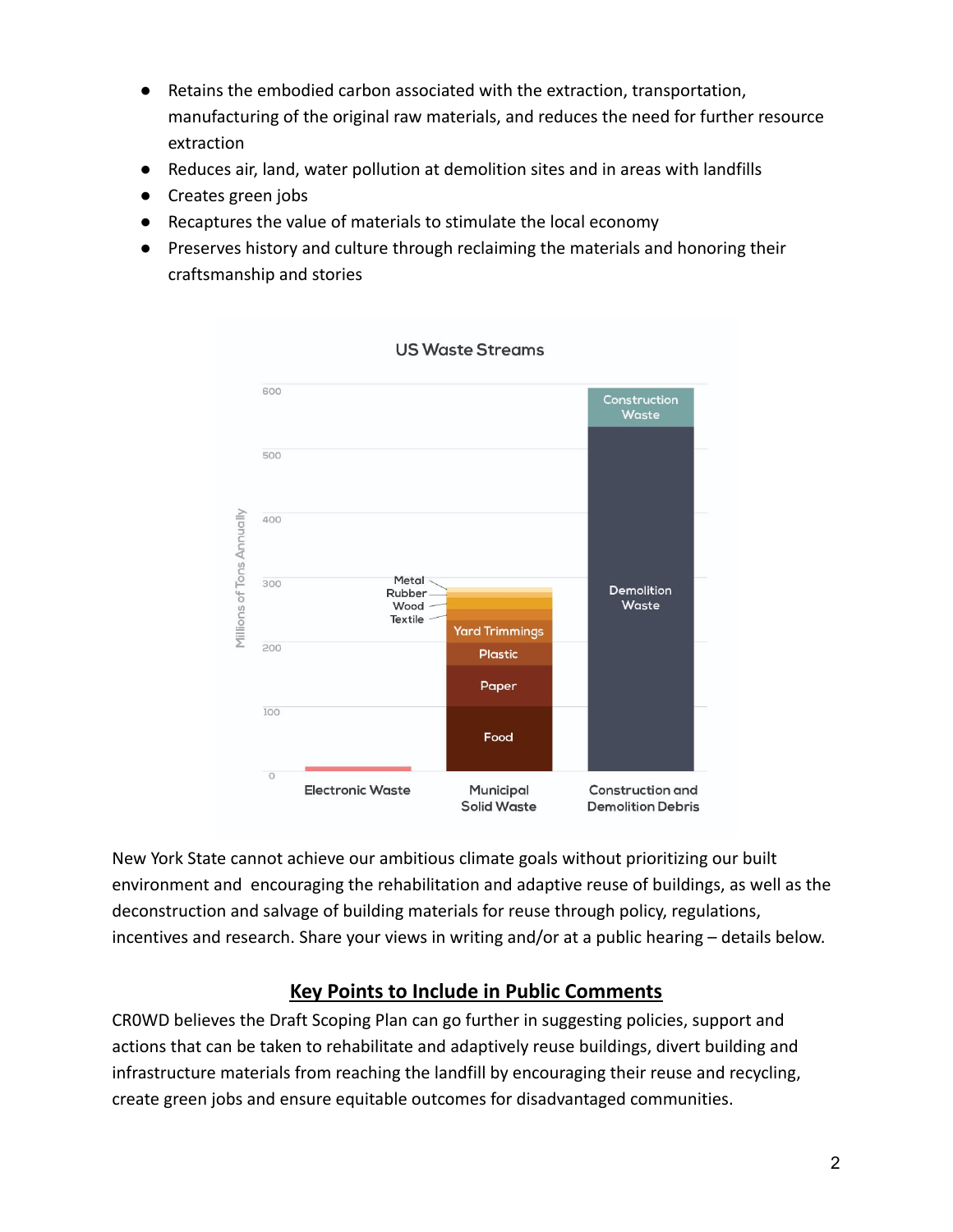- Retains the embodied carbon associated with the extraction, transportation, manufacturing of the original raw materials, and reduces the need for further resource extraction
- Reduces air, land, water pollution at demolition sites and in areas with landfills
- Creates green jobs
- Recaptures the value of materials to stimulate the local economy
- Preserves history and culture through reclaiming the materials and honoring their craftsmanship and stories

New York State cannot achieve our ambitious climate goals without prioritizing our built environment and encouraging the rehabilitation and adaptive reuse of buildings, as well as the deconstruction and salvage of building materials for reuse through policy, regulations, incentives and research. Share your views in writing and/or at a public hearing – details below.

## **Key Points to Include in Public Comments**

CR0WD believes the Draft Scoping Plan can go further in suggesting policies, support and actions that can be taken to rehabilitate and adaptively reuse buildings, divert building and infrastructure materials from reaching the landfill by encouraging their reuse and recycling, create green jobs and ensure equitable outcomes for disadvantaged communities.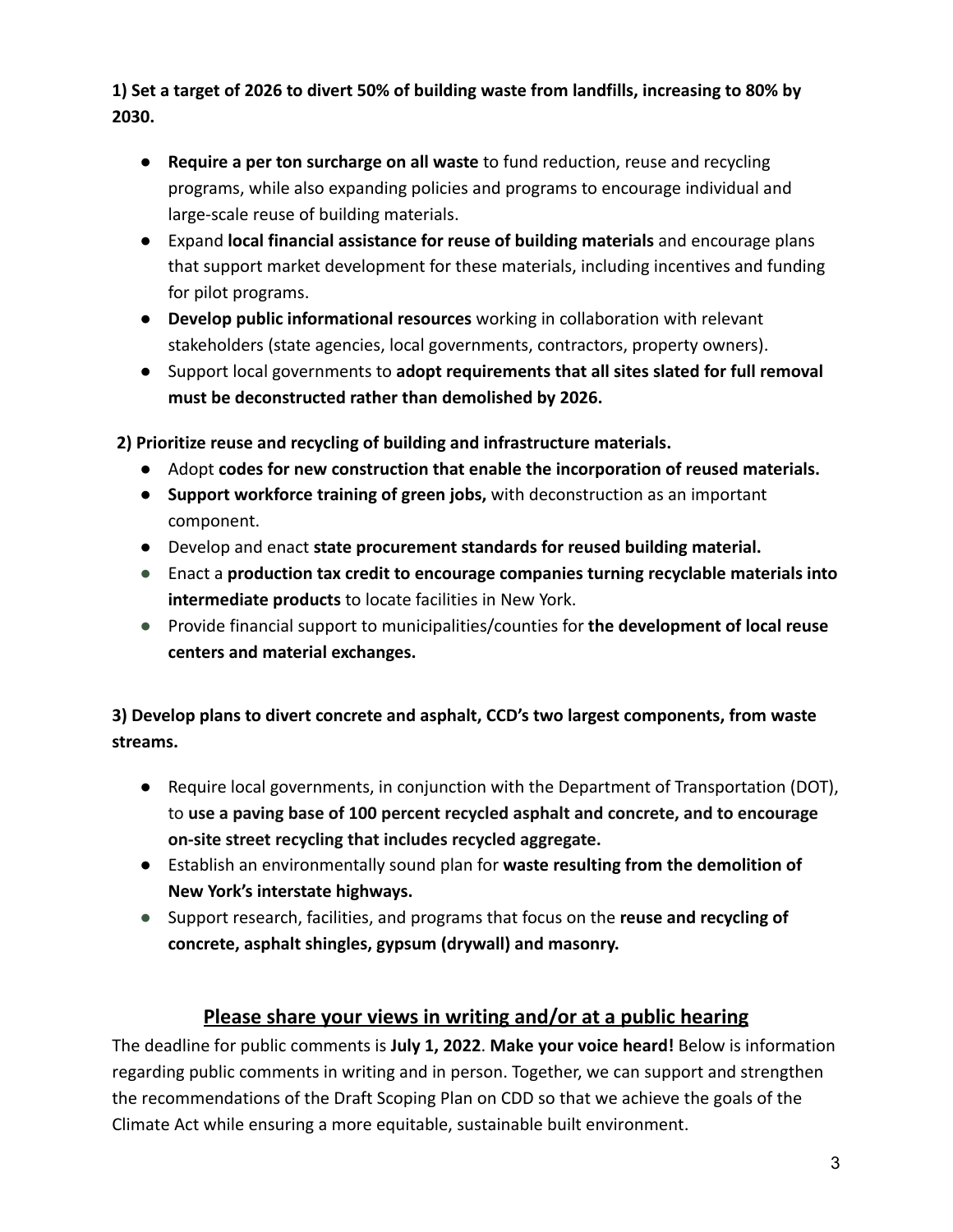**1) Set a target of 2026 to divert 50% of building waste from landfills, increasing to 80% by 2030.**

- **Require a per ton surcharge on all waste** to fund reduction, reuse and recycling programs, while also expanding policies and programs to encourage individual and large-scale reuse of building materials.
- Expand **local financial assistance for reuse of building materials** and encourage plans that support market development for these materials, including incentives and funding for pilot programs.
- **Develop public informational resources** working in collaboration with relevant stakeholders (state agencies, local governments, contractors, property owners).
- Support local governments to **adopt requirements that all sites slated for full removal must be deconstructed rather than demolished by 2026.**

**2) Prioritize reuse and recycling of building and infrastructure materials.**

- Adopt **codes for new construction that enable the incorporation of reused materials.**
- **Support workforce training of green jobs,** with deconstruction as an important component.
- Develop and enact **state procurement standards for reused building material.**
- Enact a **production tax credit to encourage companies turning recyclable materials into intermediate products** to locate facilities in New York.
- Provide financial support to municipalities/counties for **the development of local reuse centers and material exchanges.**

**3) Develop plans to divert concrete and asphalt, CCD's two largest components, from waste streams.**

- Require local governments, in conjunction with the Department of Transportation (DOT), to **use a paving base of 100 percent recycled asphalt and concrete, and to encourage on-site street recycling that includes recycled aggregate.**
- Establish an environmentally sound plan for **waste resulting from the demolition of New York's interstate highways.**
- Support research, facilities, and programs that focus on the **reuse and recycling of concrete, asphalt shingles, gypsum (drywall) and masonry.**

## Please share your views in writing and/or at a public hearing

The deadline for public comments is **July 1, 2022**. **Make your voice heard!** Below is information regarding public comments in writing and in person. Together, we can support and strengthen the recommendations of the Draft Scoping Plan on CDD so that we achieve the goals of the Climate Act while ensuring a more equitable, sustainable built environment.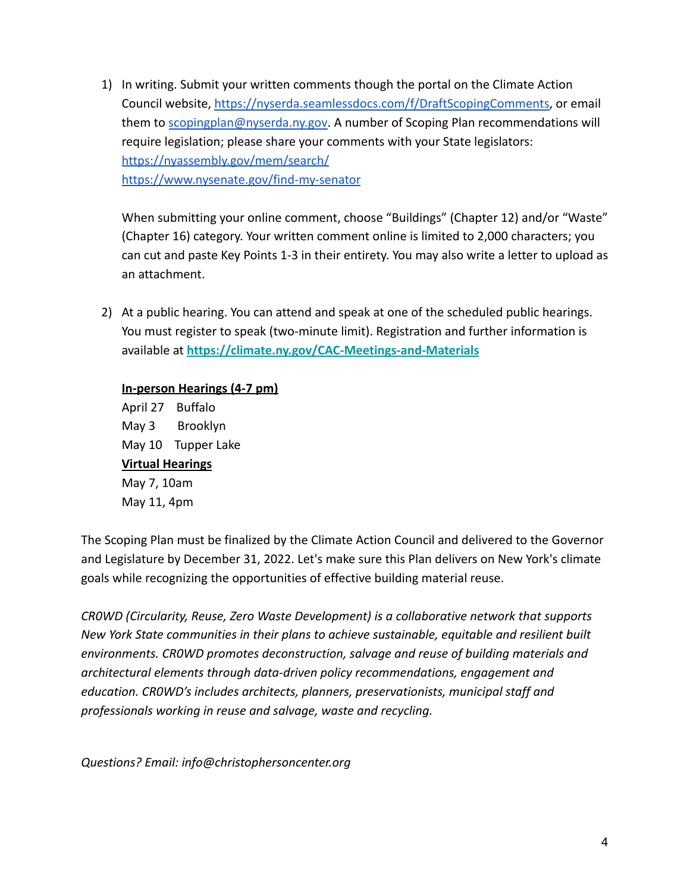1) In writing. Submit your written comments though the portal on the Climate Action Council website, [https://nyserda.seamlessdocs.com/f/DraftScopingComments](https://nyserda.seamlessdocs.com/f/DraftScopingComments), or email them to [scopingplan@nyserda.ny.gov](mailto:scopingplan@nyserda.ny.gov). A number of Scoping Plan recommendations will require legislation; please share your comments with your State legislators:
   [https://nyassembly.gov/mem/search/](https://nyassembly.gov/mem/search/)
   [https://www.nysenate.gov/find-my-senator](https://www.nysenate.gov/find-my-senator)

   When submitting your online comment, choose "Buildings" (Chapter 12) and/or "Waste" (Chapter 16) category. Your written comment online is limited to 2,000 characters; you can cut and paste Key Points 1-3 in their entirety. You may also write a letter to upload as an attachment.

2) At a public hearing. You can attend and speak at one of the scheduled public hearings. You must register to speak (two-minute limit). Registration and further information is available at **[https://climate.ny.gov/CAC-Meetings-and-Materials](https://climate.ny.gov/CAC-Meetings-and-Materials)**

   **In-person Hearings (4-7 pm)**
   April 27 Buffalo
   May 3 Brooklyn
   May 10 Tupper Lake
   **Virtual Hearings**
   May 7, 10am
   May 11, 4pm

The Scoping Plan must be finalized by the Climate Action Council and delivered to the Governor and Legislature by December 31, 2022. Let's make sure this Plan delivers on New York's climate goals while recognizing the opportunities of effective building material reuse.

*CR0WD (Circularity, Reuse, Zero Waste Development) is a collaborative network that supports New York State communities in their plans to achieve sustainable, equitable and resilient built environments. CR0WD promotes deconstruction, salvage and reuse of building materials and architectural elements through data-driven policy recommendations, engagement and education. CR0WD's includes architects, planners, preservationists, municipal staff and professionals working in reuse and salvage, waste and recycling.*

*Questions? Email: info@christophersoncenter.org*